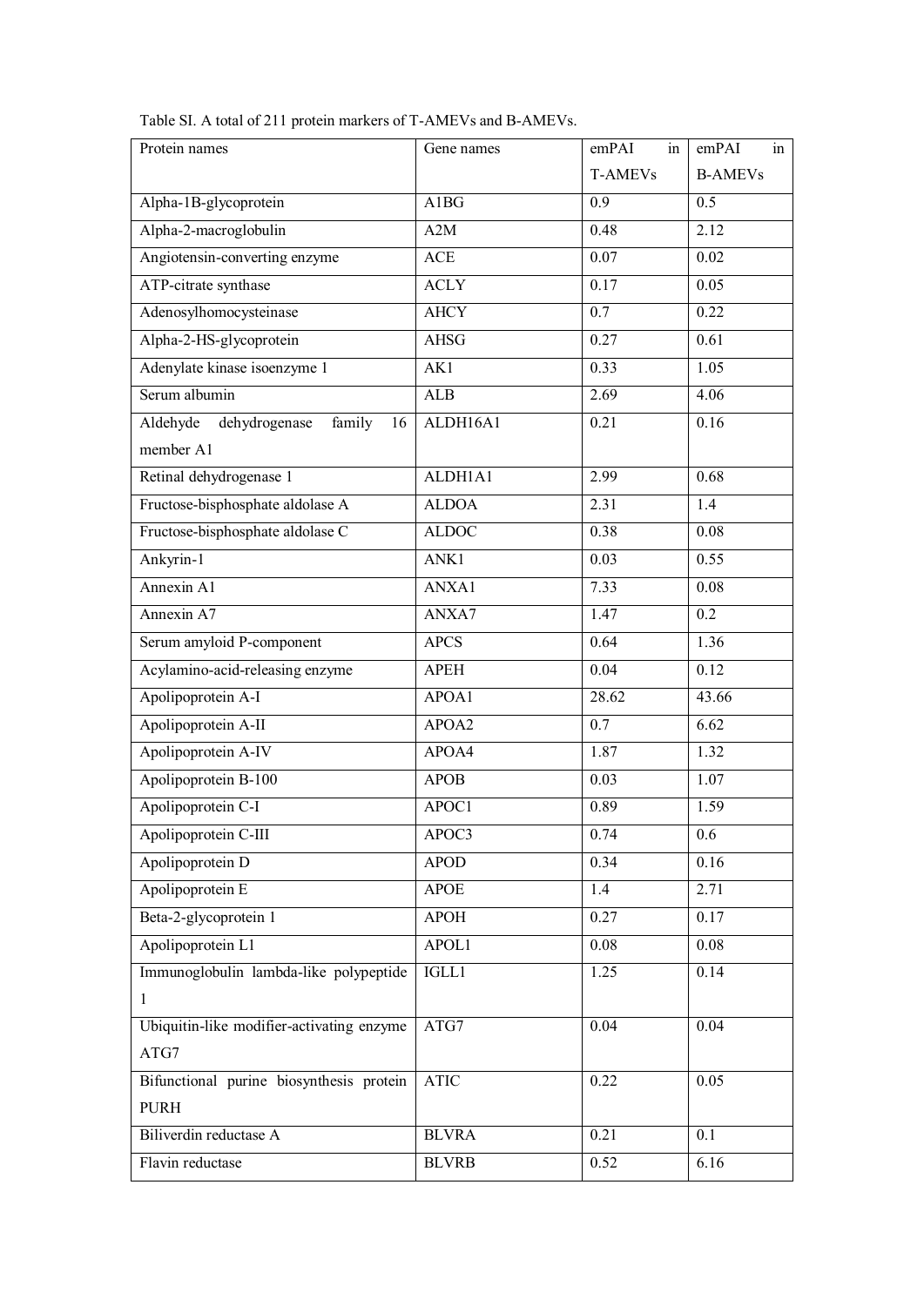Table SI. A total of 211 protein markers of T-AMEVs and B-AMEVs.

| Protein names | Gene names | emPAI in T-AMEVs | emPAI in B-AMEVs |
|---|---|---|---|
| Alpha-1B-glycoprotein | A1BG | 0.9 | 0.5 |
| Alpha-2-macroglobulin | A2M | 0.48 | 2.12 |
| Angiotensin-converting enzyme | ACE | 0.07 | 0.02 |
| ATP-citrate synthase | ACLY | 0.17 | 0.05 |
| Adenosylhomocysteinase | AHCY | 0.7 | 0.22 |
| Alpha-2-HS-glycoprotein | AHSG | 0.27 | 0.61 |
| Adenylate kinase isoenzyme 1 | AK1 | 0.33 | 1.05 |
| Serum albumin | ALB | 2.69 | 4.06 |
| Aldehyde dehydrogenase family 16 member A1 | ALDH16A1 | 0.21 | 0.16 |
| Retinal dehydrogenase 1 | ALDH1A1 | 2.99 | 0.68 |
| Fructose-bisphosphate aldolase A | ALDOA | 2.31 | 1.4 |
| Fructose-bisphosphate aldolase C | ALDOC | 0.38 | 0.08 |
| Ankyrin-1 | ANK1 | 0.03 | 0.55 |
| Annexin A1 | ANXA1 | 7.33 | 0.08 |
| Annexin A7 | ANXA7 | 1.47 | 0.2 |
| Serum amyloid P-component | APCS | 0.64 | 1.36 |
| Acylamino-acid-releasing enzyme | APEH | 0.04 | 0.12 |
| Apolipoprotein A-I | APOA1 | 28.62 | 43.66 |
| Apolipoprotein A-II | APOA2 | 0.7 | 6.62 |
| Apolipoprotein A-IV | APOA4 | 1.87 | 1.32 |
| Apolipoprotein B-100 | APOB | 0.03 | 1.07 |
| Apolipoprotein C-I | APOC1 | 0.89 | 1.59 |
| Apolipoprotein C-III | APOC3 | 0.74 | 0.6 |
| Apolipoprotein D | APOD | 0.34 | 0.16 |
| Apolipoprotein E | APOE | 1.4 | 2.71 |
| Beta-2-glycoprotein 1 | APOH | 0.27 | 0.17 |
| Apolipoprotein L1 | APOL1 | 0.08 | 0.08 |
| Immunoglobulin lambda-like polypeptide 1 | IGLL1 | 1.25 | 0.14 |
| Ubiquitin-like modifier-activating enzyme ATG7 | ATG7 | 0.04 | 0.04 |
| Bifunctional purine biosynthesis protein PURH | ATIC | 0.22 | 0.05 |
| Biliverdin reductase A | BLVRA | 0.21 | 0.1 |
| Flavin reductase | BLVRB | 0.52 | 6.16 |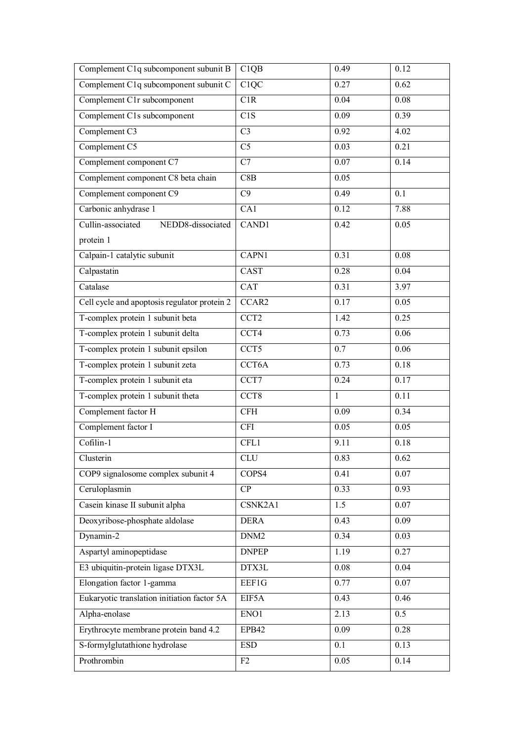| Complement C1q subcomponent subunit B | C1QB | 0.49 | 0.12 |
|---|---|---|---|
| Complement C1q subcomponent subunit C | C1QC | 0.27 | 0.62 |
| Complement C1r subcomponent | C1R | 0.04 | 0.08 |
| Complement C1s subcomponent | C1S | 0.09 | 0.39 |
| Complement C3 | C3 | 0.92 | 4.02 |
| Complement C5 | C5 | 0.03 | 0.21 |
| Complement component C7 | C7 | 0.07 | 0.14 |
| Complement component C8 beta chain | C8B | 0.05 | |
| Complement component C9 | C9 | 0.49 | 0.1 |
| Carbonic anhydrase 1 | CA1 | 0.12 | 7.88 |
| Cullin-associated NEDD8-dissociated protein 1 | CAND1 | 0.42 | 0.05 |
| Calpain-1 catalytic subunit | CAPN1 | 0.31 | 0.08 |
| Calpastatin | CAST | 0.28 | 0.04 |
| Catalase | CAT | 0.31 | 3.97 |
| Cell cycle and apoptosis regulator protein 2 | CCAR2 | 0.17 | 0.05 |
| T-complex protein 1 subunit beta | CCT2 | 1.42 | 0.25 |
| T-complex protein 1 subunit delta | CCT4 | 0.73 | 0.06 |
| T-complex protein 1 subunit epsilon | CCT5 | 0.7 | 0.06 |
| T-complex protein 1 subunit zeta | CCT6A | 0.73 | 0.18 |
| T-complex protein 1 subunit eta | CCT7 | 0.24 | 0.17 |
| T-complex protein 1 subunit theta | CCT8 | 1 | 0.11 |
| Complement factor H | CFH | 0.09 | 0.34 |
| Complement factor I | CFI | 0.05 | 0.05 |
| Cofilin-1 | CFL1 | 9.11 | 0.18 |
| Clusterin | CLU | 0.83 | 0.62 |
| COP9 signalosome complex subunit 4 | COPS4 | 0.41 | 0.07 |
| Ceruloplasmin | CP | 0.33 | 0.93 |
| Casein kinase II subunit alpha | CSNK2A1 | 1.5 | 0.07 |
| Deoxyribose-phosphate aldolase | DERA | 0.43 | 0.09 |
| Dynamin-2 | DNM2 | 0.34 | 0.03 |
| Aspartyl aminopeptidase | DNPEP | 1.19 | 0.27 |
| E3 ubiquitin-protein ligase DTX3L | DTX3L | 0.08 | 0.04 |
| Elongation factor 1-gamma | EEF1G | 0.77 | 0.07 |
| Eukaryotic translation initiation factor 5A | EIF5A | 0.43 | 0.46 |
| Alpha-enolase | ENO1 | 2.13 | 0.5 |
| Erythrocyte membrane protein band 4.2 | EPB42 | 0.09 | 0.28 |
| S-formylglutathione hydrolase | ESD | 0.1 | 0.13 |
| Prothrombin | F2 | 0.05 | 0.14 |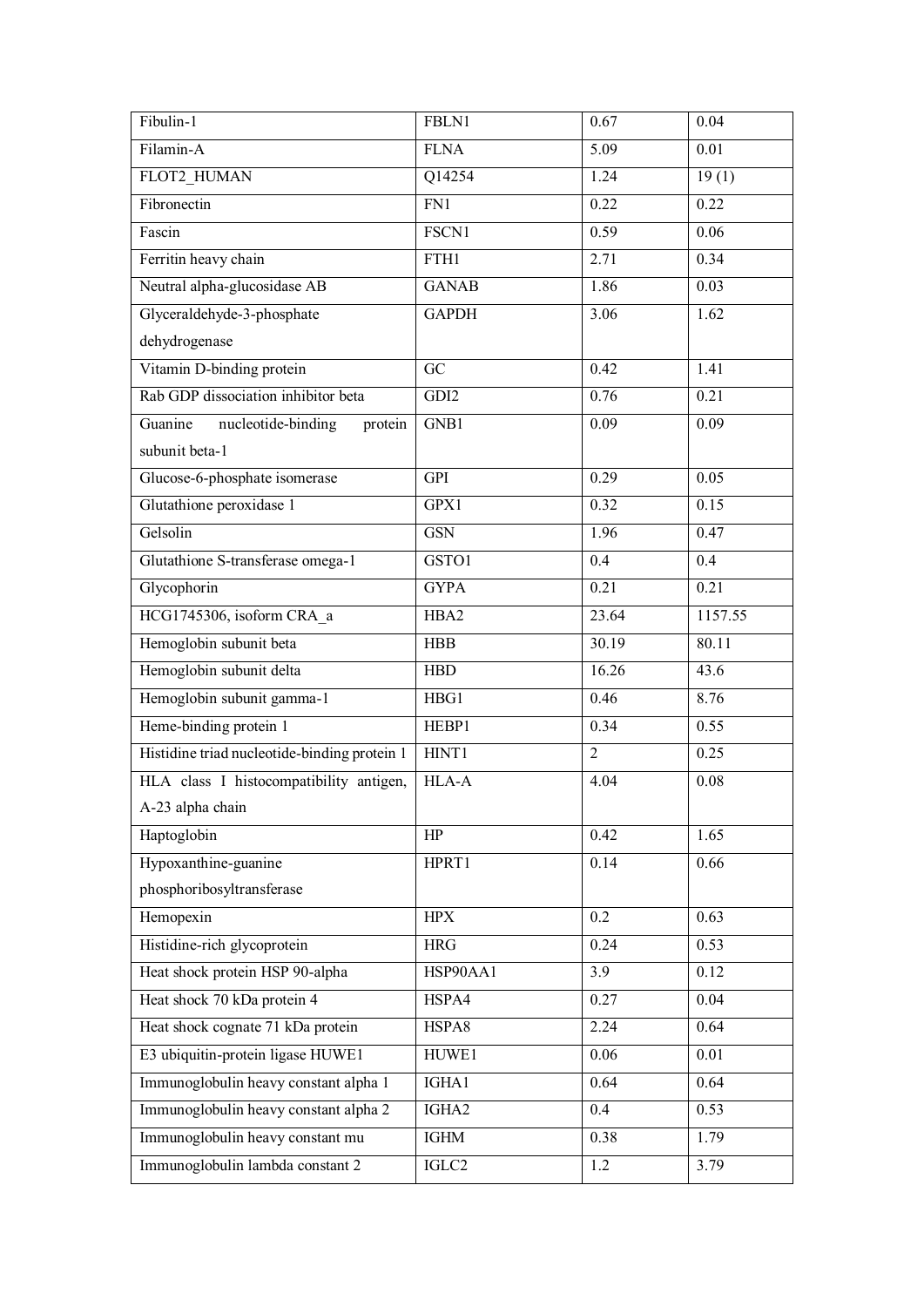| Fibulin-1 | FBLN1 | 0.67 | 0.04 |
|---|---|---|---|
| Filamin-A | FLNA | 5.09 | 0.01 |
| FLOT2_HUMAN | Q14254 | 1.24 | 19 (1) |
| Fibronectin | FN1 | 0.22 | 0.22 |
| Fascin | FSCN1 | 0.59 | 0.06 |
| Ferritin heavy chain | FTH1 | 2.71 | 0.34 |
| Neutral alpha-glucosidase AB | GANAB | 1.86 | 0.03 |
| Glyceraldehyde-3-phosphate dehydrogenase | GAPDH | 3.06 | 1.62 |
| Vitamin D-binding protein | GC | 0.42 | 1.41 |
| Rab GDP dissociation inhibitor beta | GDI2 | 0.76 | 0.21 |
| Guanine nucleotide-binding protein subunit beta-1 | GNB1 | 0.09 | 0.09 |
| Glucose-6-phosphate isomerase | GPI | 0.29 | 0.05 |
| Glutathione peroxidase 1 | GPX1 | 0.32 | 0.15 |
| Gelsolin | GSN | 1.96 | 0.47 |
| Glutathione S-transferase omega-1 | GSTO1 | 0.4 | 0.4 |
| Glycophorin | GYPA | 0.21 | 0.21 |
| HCG1745306, isoform CRA_a | HBA2 | 23.64 | 1157.55 |
| Hemoglobin subunit beta | HBB | 30.19 | 80.11 |
| Hemoglobin subunit delta | HBD | 16.26 | 43.6 |
| Hemoglobin subunit gamma-1 | HBG1 | 0.46 | 8.76 |
| Heme-binding protein 1 | HEBP1 | 0.34 | 0.55 |
| Histidine triad nucleotide-binding protein 1 | HINT1 | 2 | 0.25 |
| HLA class I histocompatibility antigen, A-23 alpha chain | HLA-A | 4.04 | 0.08 |
| Haptoglobin | HP | 0.42 | 1.65 |
| Hypoxanthine-guanine phosphoribosyltransferase | HPRT1 | 0.14 | 0.66 |
| Hemopexin | HPX | 0.2 | 0.63 |
| Histidine-rich glycoprotein | HRG | 0.24 | 0.53 |
| Heat shock protein HSP 90-alpha | HSP90AA1 | 3.9 | 0.12 |
| Heat shock 70 kDa protein 4 | HSPA4 | 0.27 | 0.04 |
| Heat shock cognate 71 kDa protein | HSPA8 | 2.24 | 0.64 |
| E3 ubiquitin-protein ligase HUWE1 | HUWE1 | 0.06 | 0.01 |
| Immunoglobulin heavy constant alpha 1 | IGHA1 | 0.64 | 0.64 |
| Immunoglobulin heavy constant alpha 2 | IGHA2 | 0.4 | 0.53 |
| Immunoglobulin heavy constant mu | IGHM | 0.38 | 1.79 |
| Immunoglobulin lambda constant 2 | IGLC2 | 1.2 | 3.79 |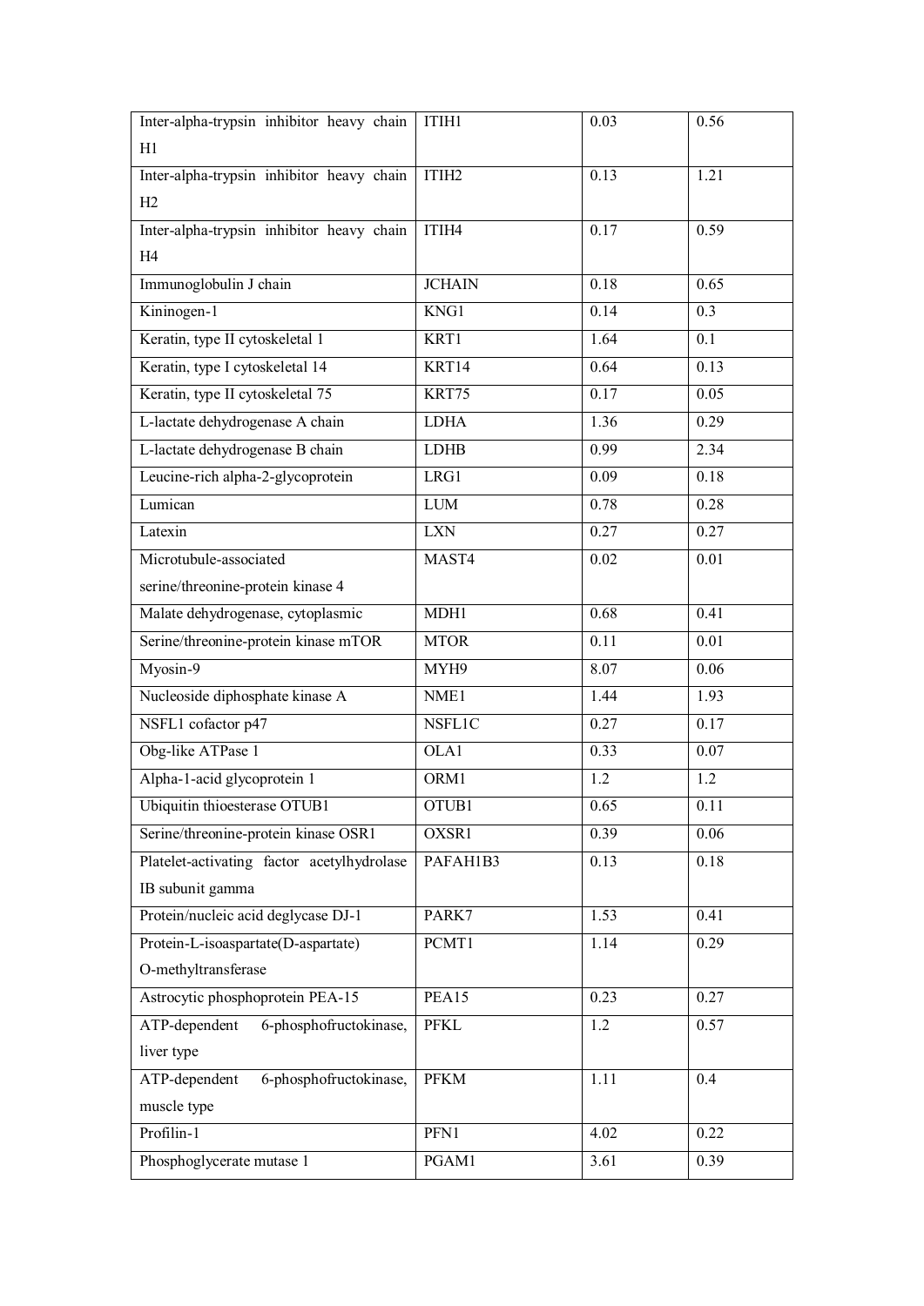| Inter-alpha-trypsin inhibitor heavy chain H1 | ITIH1 | 0.03 | 0.56 |
|---|---|---|---|
| Inter-alpha-trypsin inhibitor heavy chain H2 | ITIH2 | 0.13 | 1.21 |
| Inter-alpha-trypsin inhibitor heavy chain H4 | ITIH4 | 0.17 | 0.59 |
| Immunoglobulin J chain | JCHAIN | 0.18 | 0.65 |
| Kininogen-1 | KNG1 | 0.14 | 0.3 |
| Keratin, type II cytoskeletal 1 | KRT1 | 1.64 | 0.1 |
| Keratin, type I cytoskeletal 14 | KRT14 | 0.64 | 0.13 |
| Keratin, type II cytoskeletal 75 | KRT75 | 0.17 | 0.05 |
| L-lactate dehydrogenase A chain | LDHA | 1.36 | 0.29 |
| L-lactate dehydrogenase B chain | LDHB | 0.99 | 2.34 |
| Leucine-rich alpha-2-glycoprotein | LRG1 | 0.09 | 0.18 |
| Lumican | LUM | 0.78 | 0.28 |
| Latexin | LXN | 0.27 | 0.27 |
| Microtubule-associated serine/threonine-protein kinase 4 | MAST4 | 0.02 | 0.01 |
| Malate dehydrogenase, cytoplasmic | MDH1 | 0.68 | 0.41 |
| Serine/threonine-protein kinase mTOR | MTOR | 0.11 | 0.01 |
| Myosin-9 | MYH9 | 8.07 | 0.06 |
| Nucleoside diphosphate kinase A | NME1 | 1.44 | 1.93 |
| NSFL1 cofactor p47 | NSFL1C | 0.27 | 0.17 |
| Obg-like ATPase 1 | OLA1 | 0.33 | 0.07 |
| Alpha-1-acid glycoprotein 1 | ORM1 | 1.2 | 1.2 |
| Ubiquitin thioesterase OTUB1 | OTUB1 | 0.65 | 0.11 |
| Serine/threonine-protein kinase OSR1 | OXSR1 | 0.39 | 0.06 |
| Platelet-activating factor acetylhydrolase IB subunit gamma | PAFAH1B3 | 0.13 | 0.18 |
| Protein/nucleic acid deglycase DJ-1 | PARK7 | 1.53 | 0.41 |
| Protein-L-isoaspartate(D-aspartate) O-methyltransferase | PCMT1 | 1.14 | 0.29 |
| Astrocytic phosphoprotein PEA-15 | PEA15 | 0.23 | 0.27 |
| ATP-dependent 6-phosphofructokinase, liver type | PFKL | 1.2 | 0.57 |
| ATP-dependent 6-phosphofructokinase, muscle type | PFKM | 1.11 | 0.4 |
| Profilin-1 | PFN1 | 4.02 | 0.22 |
| Phosphoglycerate mutase 1 | PGAM1 | 3.61 | 0.39 |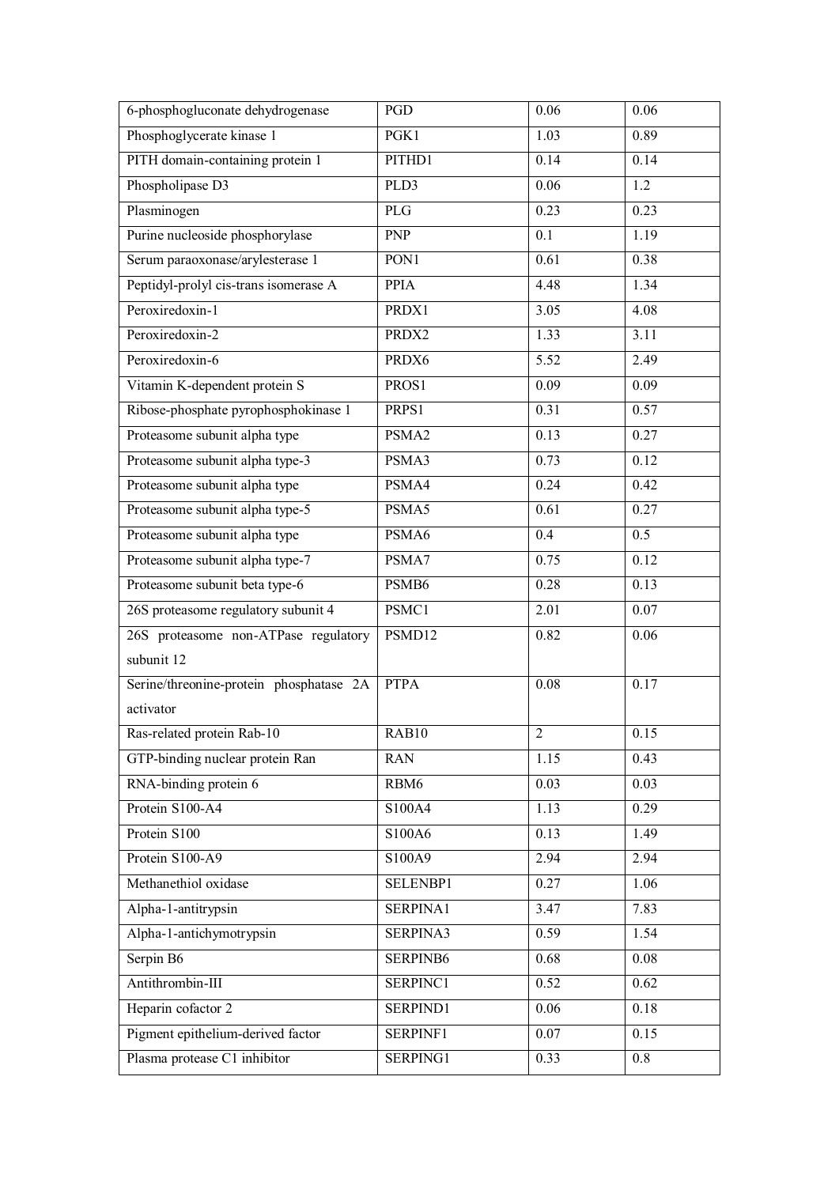| 6-phosphogluconate dehydrogenase | PGD | 0.06 | 0.06 |
|---|---|---|---|
| Phosphoglycerate kinase 1 | PGK1 | 1.03 | 0.89 |
| PITH domain-containing protein 1 | PITHD1 | 0.14 | 0.14 |
| Phospholipase D3 | PLD3 | 0.06 | 1.2 |
| Plasminogen | PLG | 0.23 | 0.23 |
| Purine nucleoside phosphorylase | PNP | 0.1 | 1.19 |
| Serum paraoxonase/arylesterase 1 | PON1 | 0.61 | 0.38 |
| Peptidyl-prolyl cis-trans isomerase A | PPIA | 4.48 | 1.34 |
| Peroxiredoxin-1 | PRDX1 | 3.05 | 4.08 |
| Peroxiredoxin-2 | PRDX2 | 1.33 | 3.11 |
| Peroxiredoxin-6 | PRDX6 | 5.52 | 2.49 |
| Vitamin K-dependent protein S | PROS1 | 0.09 | 0.09 |
| Ribose-phosphate pyrophosphokinase 1 | PRPS1 | 0.31 | 0.57 |
| Proteasome subunit alpha type | PSMA2 | 0.13 | 0.27 |
| Proteasome subunit alpha type-3 | PSMA3 | 0.73 | 0.12 |
| Proteasome subunit alpha type | PSMA4 | 0.24 | 0.42 |
| Proteasome subunit alpha type-5 | PSMA5 | 0.61 | 0.27 |
| Proteasome subunit alpha type | PSMA6 | 0.4 | 0.5 |
| Proteasome subunit alpha type-7 | PSMA7 | 0.75 | 0.12 |
| Proteasome subunit beta type-6 | PSMB6 | 0.28 | 0.13 |
| 26S proteasome regulatory subunit 4 | PSMC1 | 2.01 | 0.07 |
| 26S proteasome non-ATPase regulatory subunit 12 | PSMD12 | 0.82 | 0.06 |
| Serine/threonine-protein phosphatase 2A activator | PTPA | 0.08 | 0.17 |
| Ras-related protein Rab-10 | RAB10 | 2 | 0.15 |
| GTP-binding nuclear protein Ran | RAN | 1.15 | 0.43 |
| RNA-binding protein 6 | RBM6 | 0.03 | 0.03 |
| Protein S100-A4 | S100A4 | 1.13 | 0.29 |
| Protein S100 | S100A6 | 0.13 | 1.49 |
| Protein S100-A9 | S100A9 | 2.94 | 2.94 |
| Methanethiol oxidase | SELENBP1 | 0.27 | 1.06 |
| Alpha-1-antitrypsin | SERPINA1 | 3.47 | 7.83 |
| Alpha-1-antichymotrypsin | SERPINA3 | 0.59 | 1.54 |
| Serpin B6 | SERPINB6 | 0.68 | 0.08 |
| Antithrombin-III | SERPINC1 | 0.52 | 0.62 |
| Heparin cofactor 2 | SERPIND1 | 0.06 | 0.18 |
| Pigment epithelium-derived factor | SERPINF1 | 0.07 | 0.15 |
| Plasma protease C1 inhibitor | SERPING1 | 0.33 | 0.8 |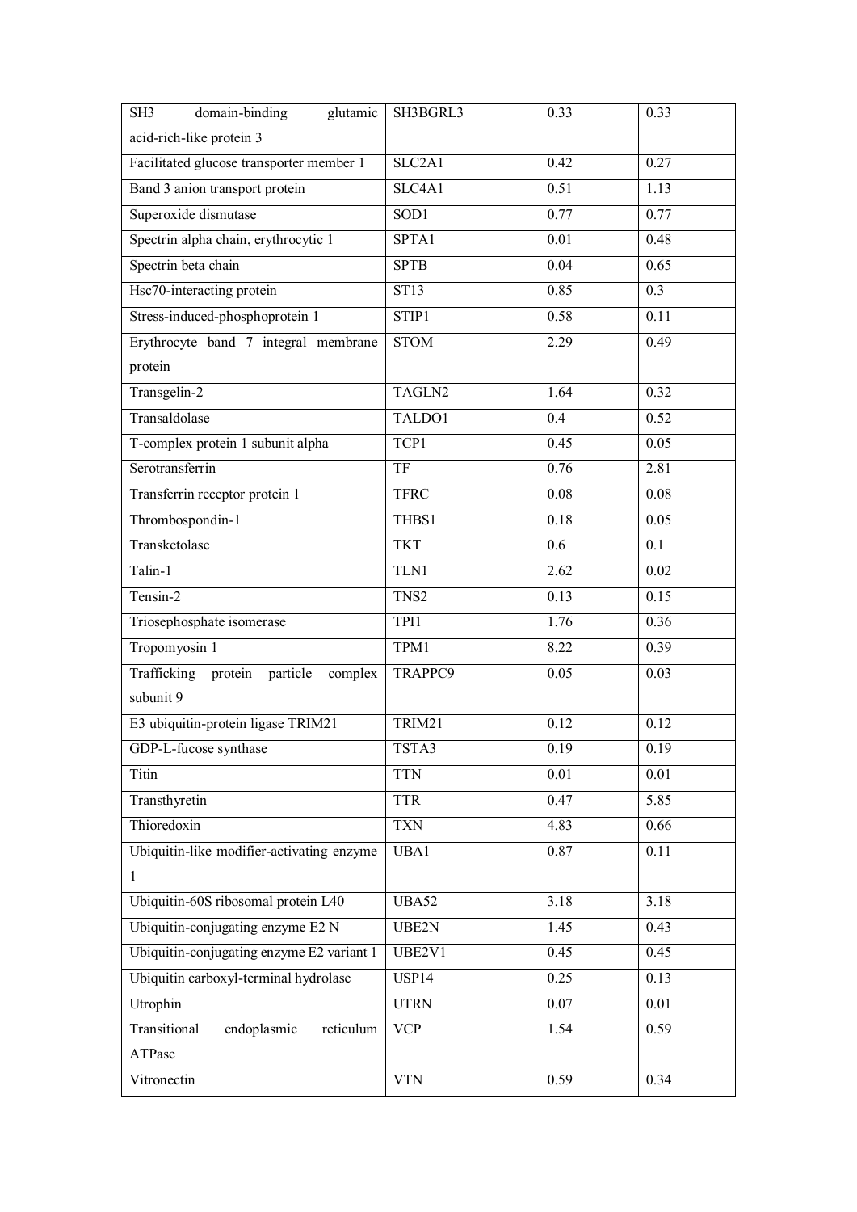| SH3 domain-binding glutamic acid-rich-like protein 3 | SH3BGRL3 | 0.33 | 0.33 |
|---|---|---|---|
| Facilitated glucose transporter member 1 | SLC2A1 | 0.42 | 0.27 |
| Band 3 anion transport protein | SLC4A1 | 0.51 | 1.13 |
| Superoxide dismutase | SOD1 | 0.77 | 0.77 |
| Spectrin alpha chain, erythrocytic 1 | SPTA1 | 0.01 | 0.48 |
| Spectrin beta chain | SPTB | 0.04 | 0.65 |
| Hsc70-interacting protein | ST13 | 0.85 | 0.3 |
| Stress-induced-phosphoprotein 1 | STIP1 | 0.58 | 0.11 |
| Erythrocyte band 7 integral membrane protein | STOM | 2.29 | 0.49 |
| Transgelin-2 | TAGLN2 | 1.64 | 0.32 |
| Transaldolase | TALDO1 | 0.4 | 0.52 |
| T-complex protein 1 subunit alpha | TCP1 | 0.45 | 0.05 |
| Serotransferrin | TF | 0.76 | 2.81 |
| Transferrin receptor protein 1 | TFRC | 0.08 | 0.08 |
| Thrombospondin-1 | THBS1 | 0.18 | 0.05 |
| Transketolase | TKT | 0.6 | 0.1 |
| Talin-1 | TLN1 | 2.62 | 0.02 |
| Tensin-2 | TNS2 | 0.13 | 0.15 |
| Triosephosphate isomerase | TPI1 | 1.76 | 0.36 |
| Tropomyosin 1 | TPM1 | 8.22 | 0.39 |
| Trafficking protein particle complex subunit 9 | TRAPPC9 | 0.05 | 0.03 |
| E3 ubiquitin-protein ligase TRIM21 | TRIM21 | 0.12 | 0.12 |
| GDP-L-fucose synthase | TSTA3 | 0.19 | 0.19 |
| Titin | TTN | 0.01 | 0.01 |
| Transthyretin | TTR | 0.47 | 5.85 |
| Thioredoxin | TXN | 4.83 | 0.66 |
| Ubiquitin-like modifier-activating enzyme 1 | UBA1 | 0.87 | 0.11 |
| Ubiquitin-60S ribosomal protein L40 | UBA52 | 3.18 | 3.18 |
| Ubiquitin-conjugating enzyme E2 N | UBE2N | 1.45 | 0.43 |
| Ubiquitin-conjugating enzyme E2 variant 1 | UBE2V1 | 0.45 | 0.45 |
| Ubiquitin carboxyl-terminal hydrolase | USP14 | 0.25 | 0.13 |
| Utrophin | UTRN | 0.07 | 0.01 |
| Transitional endoplasmic reticulum ATPase | VCP | 1.54 | 0.59 |
| Vitronectin | VTN | 0.59 | 0.34 |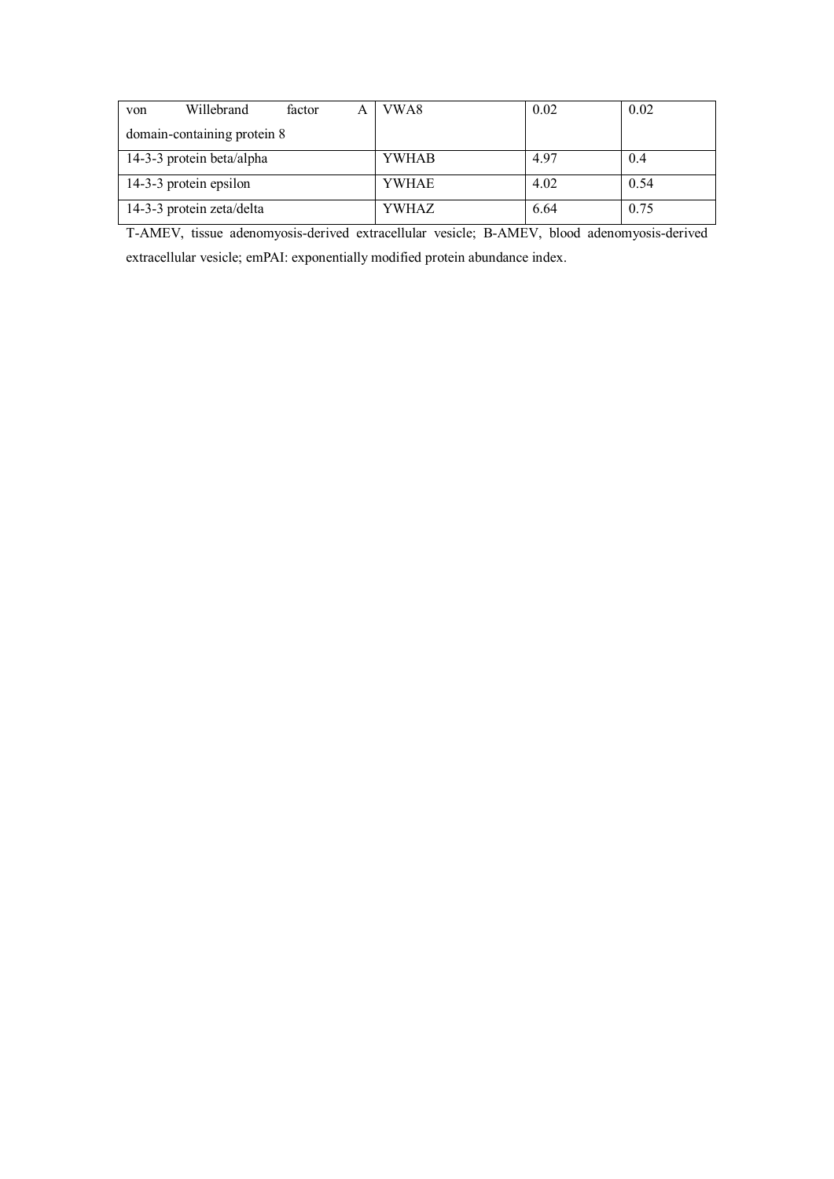| | | | |
|---|---|---|---|
| von Willebrand factor A domain-containing protein 8 | VWA8 | 0.02 | 0.02 |
| 14-3-3 protein beta/alpha | YWHAB | 4.97 | 0.4 |
| 14-3-3 protein epsilon | YWHAE | 4.02 | 0.54 |
| 14-3-3 protein zeta/delta | YWHAZ | 6.64 | 0.75 |

T-AMEV, tissue adenomyosis-derived extracellular vesicle; B-AMEV, blood adenomyosis-derived extracellular vesicle; emPAI: exponentially modified protein abundance index.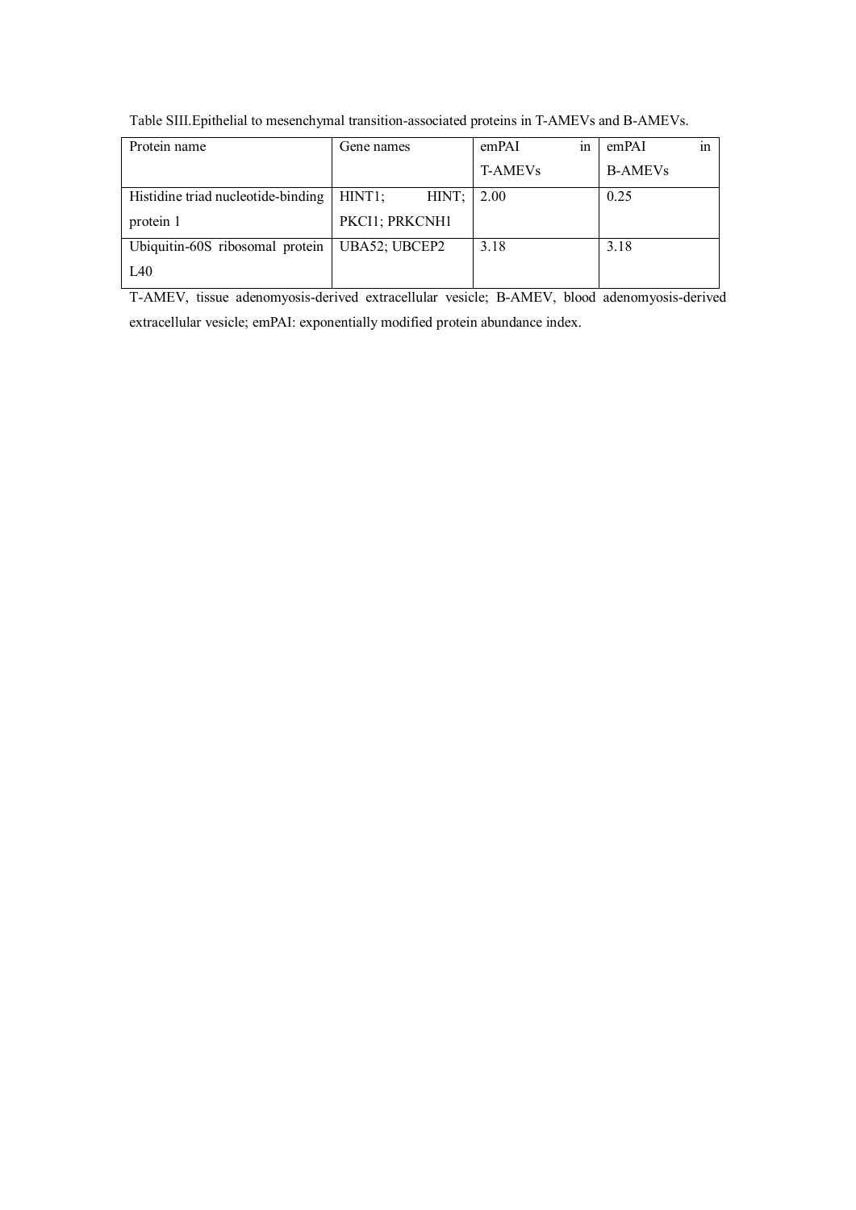Table SIII.Epithelial to mesenchymal transition-associated proteins in T-AMEVs and B-AMEVs.

| Protein name | Gene names | emPAI in T-AMEVs | emPAI in B-AMEVs |
| --- | --- | --- | --- |
| Histidine triad nucleotide-binding protein 1 | HINT1; HINT; PKCI1; PRKCNH1 | 2.00 | 0.25 |
| Ubiquitin-60S ribosomal protein L40 | UBA52; UBCEP2 | 3.18 | 3.18 |

T-AMEV, tissue adenomyosis-derived extracellular vesicle; B-AMEV, blood adenomyosis-derived extracellular vesicle; emPAI: exponentially modified protein abundance index.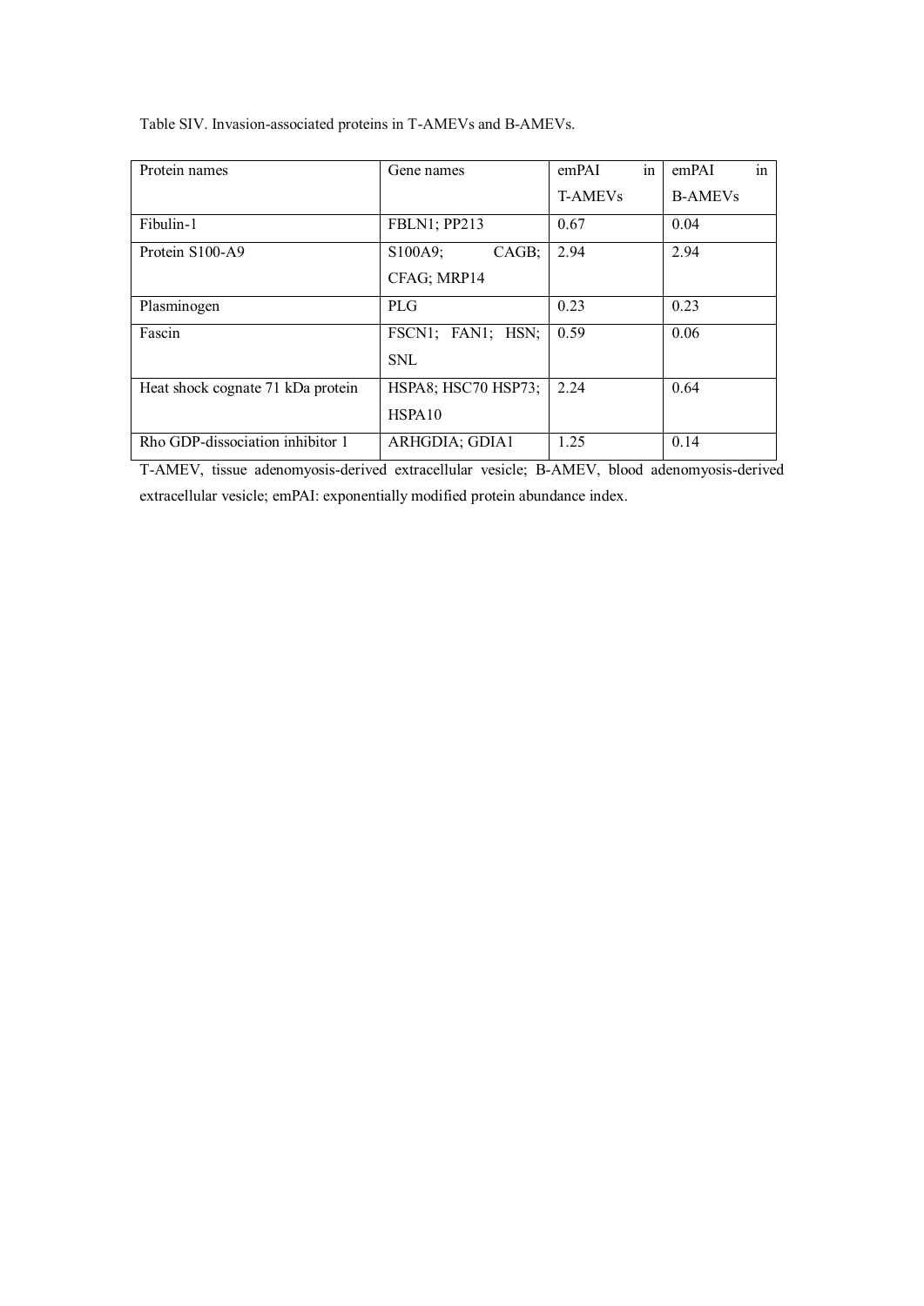Table SIV. Invasion-associated proteins in T-AMEVs and B-AMEVs.

| Protein names | Gene names | emPAI in T-AMEVs | emPAI in B-AMEVs |
|---|---|---|---|
| Fibulin-1 | FBLN1; PP213 | 0.67 | 0.04 |
| Protein S100-A9 | S100A9; CAGB; CFAG; MRP14 | 2.94 | 2.94 |
| Plasminogen | PLG | 0.23 | 0.23 |
| Fascin | FSCN1; FAN1; HSN; SNL | 0.59 | 0.06 |
| Heat shock cognate 71 kDa protein | HSPA8; HSC70 HSP73; HSPA10 | 2.24 | 0.64 |
| Rho GDP-dissociation inhibitor 1 | ARHGDIA; GDIA1 | 1.25 | 0.14 |

T-AMEV, tissue adenomyosis-derived extracellular vesicle; B-AMEV, blood adenomyosis-derived extracellular vesicle; emPAI: exponentially modified protein abundance index.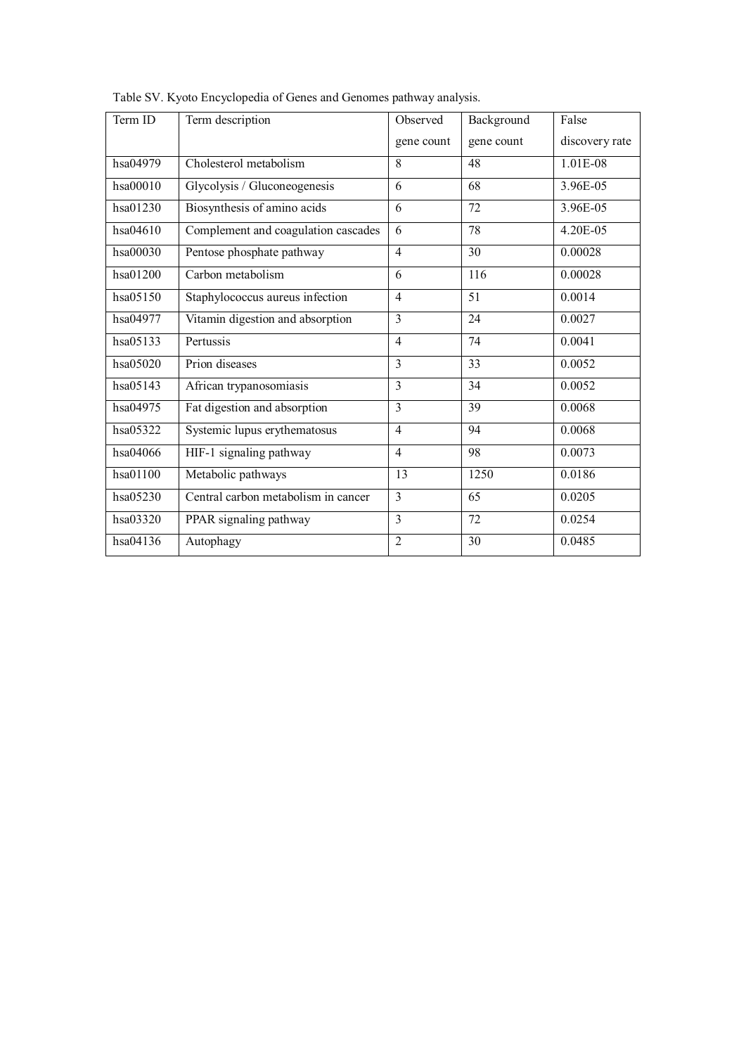Table SV. Kyoto Encyclopedia of Genes and Genomes pathway analysis.

| Term ID | Term description | Observed gene count | Background gene count | False discovery rate |
|---|---|---|---|---|
| hsa04979 | Cholesterol metabolism | 8 | 48 | 1.01E-08 |
| hsa00010 | Glycolysis / Gluconeogenesis | 6 | 68 | 3.96E-05 |
| hsa01230 | Biosynthesis of amino acids | 6 | 72 | 3.96E-05 |
| hsa04610 | Complement and coagulation cascades | 6 | 78 | 4.20E-05 |
| hsa00030 | Pentose phosphate pathway | 4 | 30 | 0.00028 |
| hsa01200 | Carbon metabolism | 6 | 116 | 0.00028 |
| hsa05150 | Staphylococcus aureus infection | 4 | 51 | 0.0014 |
| hsa04977 | Vitamin digestion and absorption | 3 | 24 | 0.0027 |
| hsa05133 | Pertussis | 4 | 74 | 0.0041 |
| hsa05020 | Prion diseases | 3 | 33 | 0.0052 |
| hsa05143 | African trypanosomiasis | 3 | 34 | 0.0052 |
| hsa04975 | Fat digestion and absorption | 3 | 39 | 0.0068 |
| hsa05322 | Systemic lupus erythematosus | 4 | 94 | 0.0068 |
| hsa04066 | HIF-1 signaling pathway | 4 | 98 | 0.0073 |
| hsa01100 | Metabolic pathways | 13 | 1250 | 0.0186 |
| hsa05230 | Central carbon metabolism in cancer | 3 | 65 | 0.0205 |
| hsa03320 | PPAR signaling pathway | 3 | 72 | 0.0254 |
| hsa04136 | Autophagy | 2 | 30 | 0.0485 |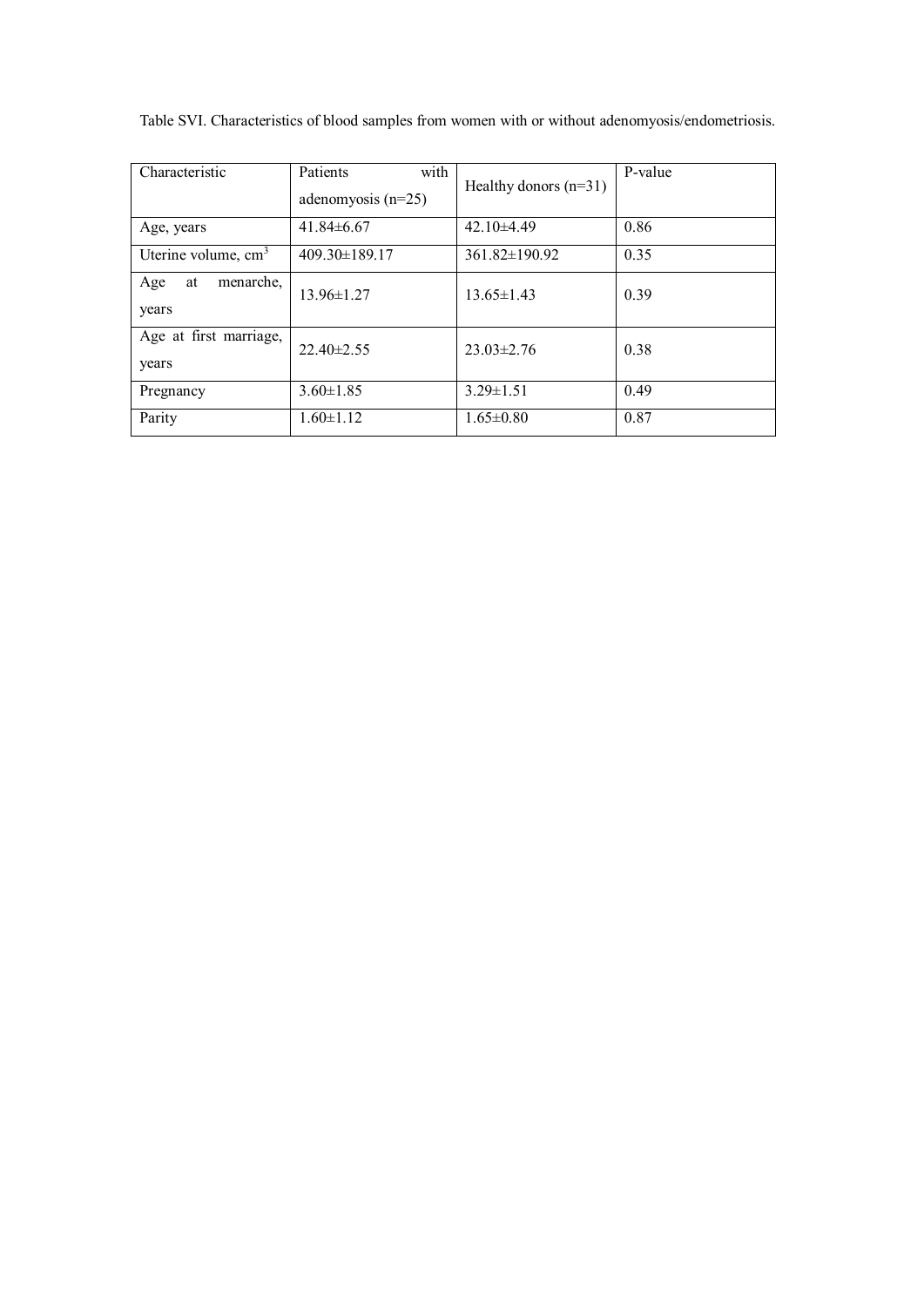Table SVI. Characteristics of blood samples from women with or without adenomyosis/endometriosis.

| Characteristic | Patients with adenomyosis (n=25) | Healthy donors (n=31) | P-value |
|---|---|---|---|
| Age, years | 41.84±6.67 | 42.10±4.49 | 0.86 |
| Uterine volume, $cm^3$ | 409.30±189.17 | 361.82±190.92 | 0.35 |
| Age at menarche, years | 13.96±1.27 | 13.65±1.43 | 0.39 |
| Age at first marriage, years | 22.40±2.55 | 23.03±2.76 | 0.38 |
| Pregnancy | 3.60±1.85 | 3.29±1.51 | 0.49 |
| Parity | 1.60±1.12 | 1.65±0.80 | 0.87 |